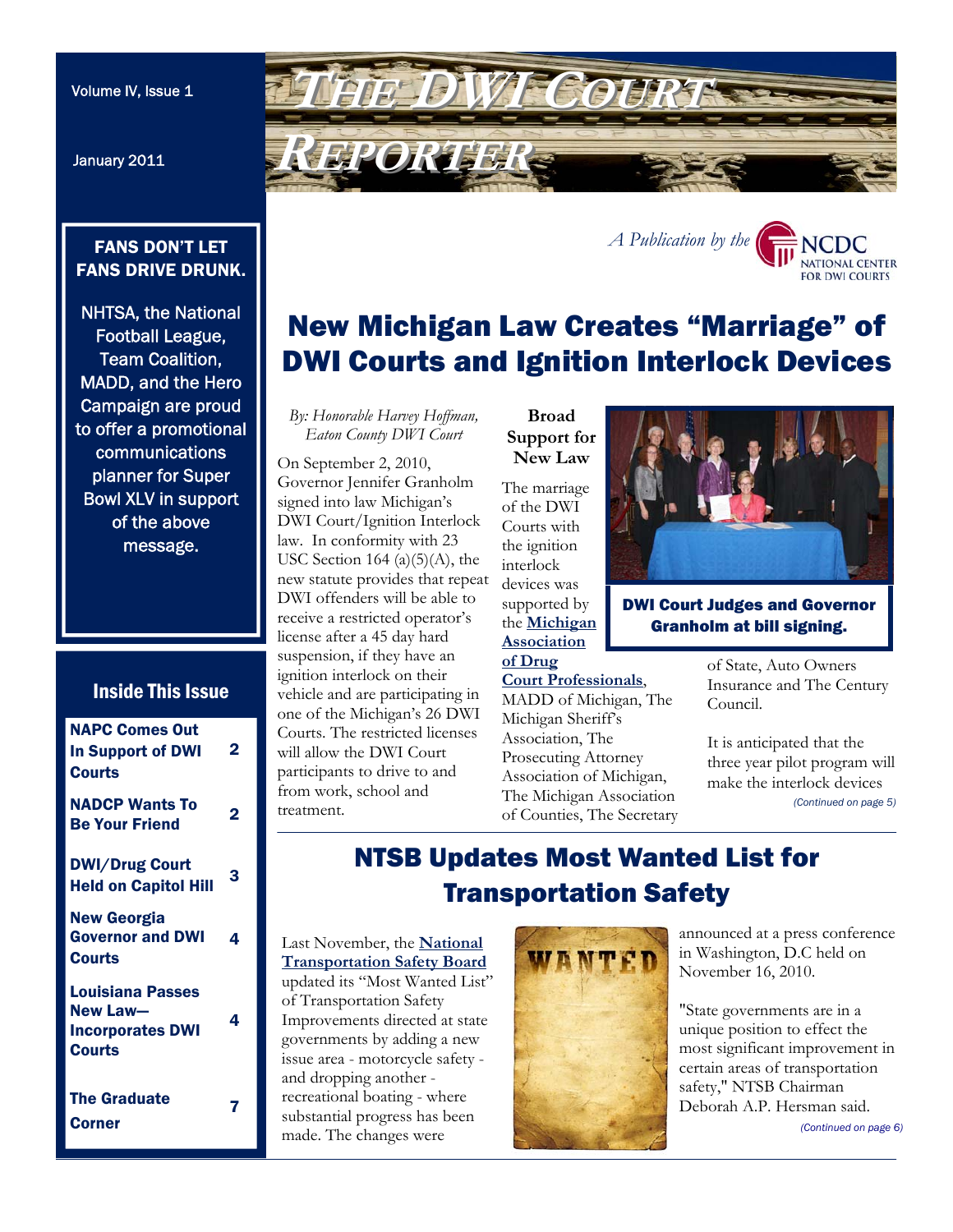Volume IV, Issue 1

January 2011

# THE DWI COURT REPORTER

*A Publication by the* NCDC National Center for DWI Courts

**FANS DON'T LET FANS DRIVE DRUNK.**

NHTSA, the National Football League, Team Coalition, MADD, and the Hero Campaign are proud to offer a promotional communications planner for Super Bowl XLV in support of the above message.

## Inside This Issue

| | |
|---|---|
| NAPC Comes Out In Support of DWI Courts | 2 |
| NADCP Wants To Be Your Friend | 2 |
| DWI/Drug Court Held on Capitol Hill | 3 |
| New Georgia Governor and DWI Courts | 4 |
| Louisiana Passes New Law—Incorporates DWI Courts | 4 |
| The Graduate Corner | 7 |

## New Michigan Law Creates "Marriage" of DWI Courts and Ignition Interlock Devices

*By: Honorable Harvey Hoffman, Eaton County DWI Court*

On September 2, 2010, Governor Jennifer Granholm signed into law Michigan's DWI Court/Ignition Interlock law. In conformity with 23 USC Section 164 (a)(5)(A), the new statute provides that repeat DWI offenders will be able to receive a restricted operator's license after a 45 day hard suspension, if they have an ignition interlock on their vehicle and are participating in one of the Michigan's 26 DWI Courts. The restricted licenses will allow the DWI Court participants to drive to and from work, school and treatment.

### Broad Support for New Law

The marriage of the DWI Courts with the ignition interlock devices was supported by the **Michigan Association of Drug Court Professionals**, MADD of Michigan, The Michigan Sheriff's Association, The Prosecuting Attorney Association of Michigan, The Michigan Association of Counties, The Secretary of State, Auto Owners Insurance and The Century Council.

**DWI Court Judges and Governor Granholm at bill signing.**

It is anticipated that the three year pilot program will make the interlock devices

*(Continued on page 5)*

## NTSB Updates Most Wanted List for Transportation Safety

Last November, the **National Transportation Safety Board** updated its "Most Wanted List" of Transportation Safety Improvements directed at state governments by adding a new issue area - motorcycle safety - and dropping another - recreational boating - where substantial progress has been made. The changes were announced at a press conference in Washington, D.C held on November 16, 2010.

"State governments are in a unique position to effect the most significant improvement in certain areas of transportation safety," NTSB Chairman Deborah A.P. Hersman said.

*(Continued on page 6)*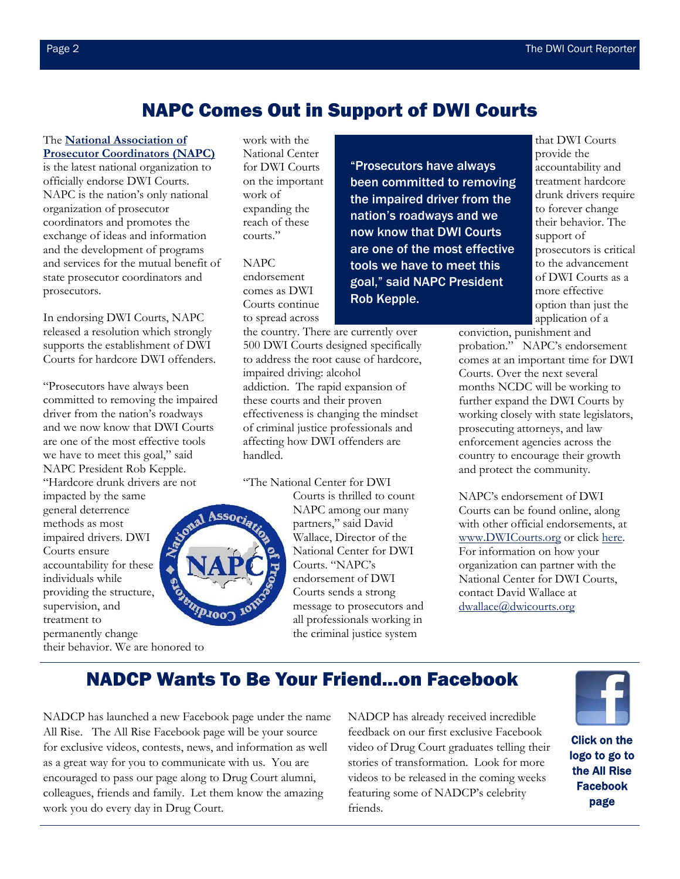## NAPC Comes Out in Support of DWI Courts

The **National Association of Prosecutor Coordinators (NAPC)** is the latest national organization to officially endorse DWI Courts. NAPC is the nation's only national organization of prosecutor coordinators and promotes the exchange of ideas and information and the development of programs and services for the mutual benefit of state prosecutor coordinators and prosecutors.

In endorsing DWI Courts, NAPC released a resolution which strongly supports the establishment of DWI Courts for hardcore DWI offenders.

"Prosecutors have always been committed to removing the impaired driver from the nation's roadways and we now know that DWI Courts are one of the most effective tools we have to meet this goal," said NAPC President Rob Kepple. "Hardcore drunk drivers are not impacted by the same general deterrence methods as most impaired drivers. DWI Courts ensure accountability for these individuals while providing the structure, supervision, and treatment to permanently change their behavior. We are honored to work with the National Center for DWI Courts on the important work of expanding the reach of these courts."

> "Prosecutors have always been committed to removing the impaired driver from the nation's roadways and we now know that DWI Courts are one of the most effective tools we have to meet this goal," said NAPC President Rob Kepple.

NAPC endorsement comes as DWI Courts continue to spread across the country. There are currently over 500 DWI Courts designed specifically to address the root cause of hardcore, impaired driving: alcohol addiction. The rapid expansion of these courts and their proven effectiveness is changing the mindset of criminal justice professionals and affecting how DWI offenders are handled.

"The National Center for DWI Courts is thrilled to count NAPC among our many partners," said David Wallace, Director of the National Center for DWI Courts. "NAPC's endorsement of DWI Courts sends a strong message to prosecutors and all professionals working in the criminal justice system that DWI Courts provide the accountability and treatment hardcore drunk drivers require to forever change their behavior. The support of prosecutors is critical to the advancement of DWI Courts as a more effective option than just the application of a conviction, punishment and probation." NAPC's endorsement comes at an important time for DWI Courts. Over the next several months NCDC will be working to further expand the DWI Courts by working closely with state legislators, prosecuting attorneys, and law enforcement agencies across the country to encourage their growth and protect the community.

NAPC's endorsement of DWI Courts can be found online, along with other official endorsements, at www.DWICourts.org or click here. For information on how your organization can partner with the National Center for DWI Courts, contact David Wallace at dwallace@dwicourts.org

## NADCP Wants To Be Your Friend...on Facebook

NADCP has launched a new Facebook page under the name All Rise. The All Rise Facebook page will be your source for exclusive videos, contests, news, and information as well as a great way for you to communicate with us. You are encouraged to pass our page along to Drug Court alumni, colleagues, friends and family. Let them know the amazing work you do every day in Drug Court.

NADCP has already received incredible feedback on our first exclusive Facebook video of Drug Court graduates telling their stories of transformation. Look for more videos to be released in the coming weeks featuring some of NADCP's celebrity friends.

**Click on the logo to go to the All Rise Facebook page**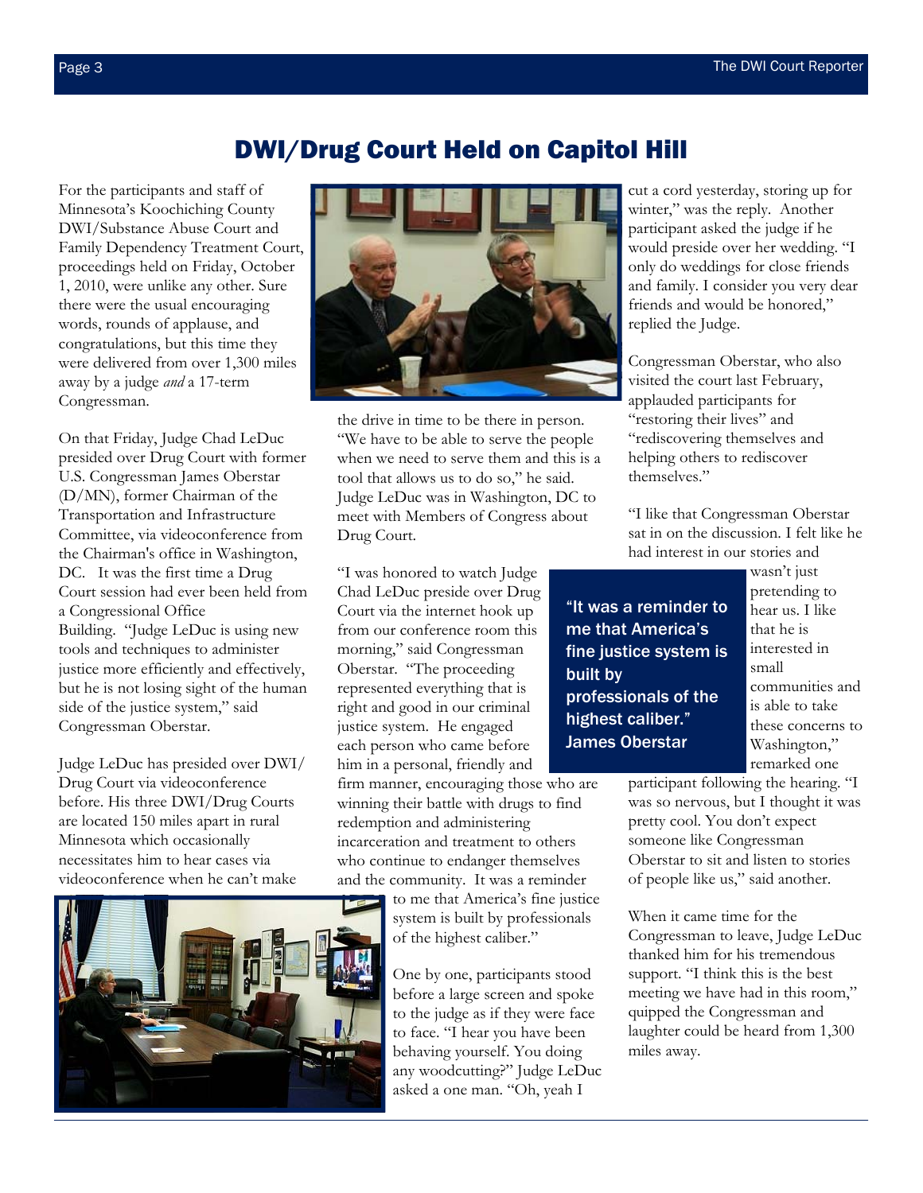# DWI/Drug Court Held on Capitol Hill

For the participants and staff of Minnesota's Koochiching County DWI/Substance Abuse Court and Family Dependency Treatment Court, proceedings held on Friday, October 1, 2010, were unlike any other. Sure there were the usual encouraging words, rounds of applause, and congratulations, but this time they were delivered from over 1,300 miles away by a judge *and* a 17-term Congressman.

On that Friday, Judge Chad LeDuc presided over Drug Court with former U.S. Congressman James Oberstar (D/MN), former Chairman of the Transportation and Infrastructure Committee, via videoconference from the Chairman's office in Washington, DC. It was the first time a Drug Court session had ever been held from a Congressional Office Building. "Judge LeDuc is using new tools and techniques to administer justice more efficiently and effectively, but he is not losing sight of the human side of the justice system," said Congressman Oberstar.

Judge LeDuc has presided over DWI/Drug Court via videoconference before. His three DWI/Drug Courts are located 150 miles apart in rural Minnesota which occasionally necessitates him to hear cases via videoconference when he can't make the drive in time to be there in person. "We have to be able to serve the people when we need to serve them and this is a tool that allows us to do so," he said. Judge LeDuc was in Washington, DC to meet with Members of Congress about Drug Court.

"I was honored to watch Judge Chad LeDuc preside over Drug Court via the internet hook up from our conference room this morning," said Congressman Oberstar. "The proceeding represented everything that is right and good in our criminal justice system. He engaged each person who came before him in a personal, friendly and firm manner, encouraging those who are winning their battle with drugs to find redemption and administering incarceration and treatment to others who continue to endanger themselves and the community. It was a reminder to me that America's fine justice system is built by professionals of the highest caliber."

One by one, participants stood before a large screen and spoke to the judge as if they were face to face. "I hear you have been behaving yourself. You doing any woodcutting?" Judge LeDuc asked a one man. "Oh, yeah I cut a cord yesterday, storing up for winter," was the reply. Another participant asked the judge if he would preside over her wedding. "I only do weddings for close friends and family. I consider you very dear friends and would be honored," replied the Judge.

Congressman Oberstar, who also visited the court last February, applauded participants for "restoring their lives" and "rediscovering themselves and helping others to rediscover themselves."

> "It was a reminder to me that America's fine justice system is built by professionals of the highest caliber."
> James Oberstar

"I like that Congressman Oberstar sat in on the discussion. I felt like he had interest in our stories and wasn't just pretending to hear us. I like that he is interested in small communities and is able to take these concerns to Washington," remarked one participant following the hearing. "I was so nervous, but I thought it was pretty cool. You don't expect someone like Congressman Oberstar to sit and listen to stories of people like us," said another.

When it came time for the Congressman to leave, Judge LeDuc thanked him for his tremendous support. "I think this is the best meeting we have had in this room," quipped the Congressman and laughter could be heard from 1,300 miles away.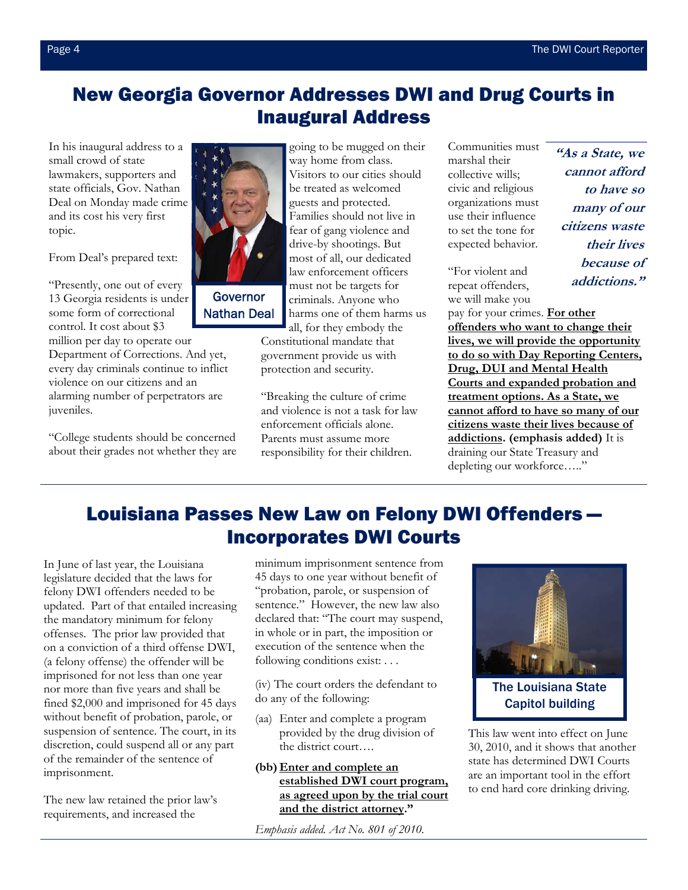## New Georgia Governor Addresses DWI and Drug Courts in Inaugural Address

In his inaugural address to a small crowd of state lawmakers, supporters and state officials, Gov. Nathan Deal on Monday made crime and its cost his very first topic.

Governor Nathan Deal

From Deal's prepared text:

"Presently, one out of every 13 Georgia residents is under some form of correctional control. It cost about $3 million per day to operate our Department of Corrections. And yet, every day criminals continue to inflict violence on our citizens and an alarming number of perpetrators are juveniles.

"College students should be concerned about their grades not whether they are going to be mugged on their way home from class. Visitors to our cities should be treated as welcomed guests and protected. Families should not live in fear of gang violence and drive-by shootings. But most of all, our dedicated law enforcement officers must not be targets for criminals. Anyone who harms one of them harms us all, for they embody the Constitutional mandate that government provide us with protection and security.

"Breaking the culture of crime and violence is not a task for law enforcement officials alone. Parents must assume more responsibility for their children. Communities must marshal their collective wills; civic and religious organizations must use their influence to set the tone for expected behavior.

"For violent and repeat offenders, we will make you pay for your crimes. **For other offenders who want to change their lives, we will provide the opportunity to do so with Day Reporting Centers, Drug, DUI and Mental Health Courts and expanded probation and treatment options. As a State, we cannot afford to have so many of our citizens waste their lives because of addictions. (emphasis added)** It is draining our State Treasury and depleting our workforce….."

***"As a State, we cannot afford to have so many of our citizens waste their lives because of addictions."***

## Louisiana Passes New Law on Felony DWI Offenders — Incorporates DWI Courts

In June of last year, the Louisiana legislature decided that the laws for felony DWI offenders needed to be updated. Part of that entailed increasing the mandatory minimum for felony offenses. The prior law provided that on a conviction of a third offense DWI, (a felony offense) the offender will be imprisoned for not less than one year nor more than five years and shall be fined $2,000 and imprisoned for 45 days without benefit of probation, parole, or suspension of sentence. The court, in its discretion, could suspend all or any part of the remainder of the sentence of imprisonment.

The new law retained the prior law's requirements, and increased the minimum imprisonment sentence from 45 days to one year without benefit of "probation, parole, or suspension of sentence." However, the new law also declared that: "The court may suspend, in whole or in part, the imposition or execution of the sentence when the following conditions exist: . . .

(iv) The court orders the defendant to do any of the following:

(aa) Enter and complete a program provided by the drug division of the district court….

**(bb) Enter and complete an established DWI court program, as agreed upon by the trial court and the district attorney."**

*Emphasis added. Act No. 801 of 2010.*

The Louisiana State Capitol building

This law went into effect on June 30, 2010, and it shows that another state has determined DWI Courts are an important tool in the effort to end hard core drinking driving.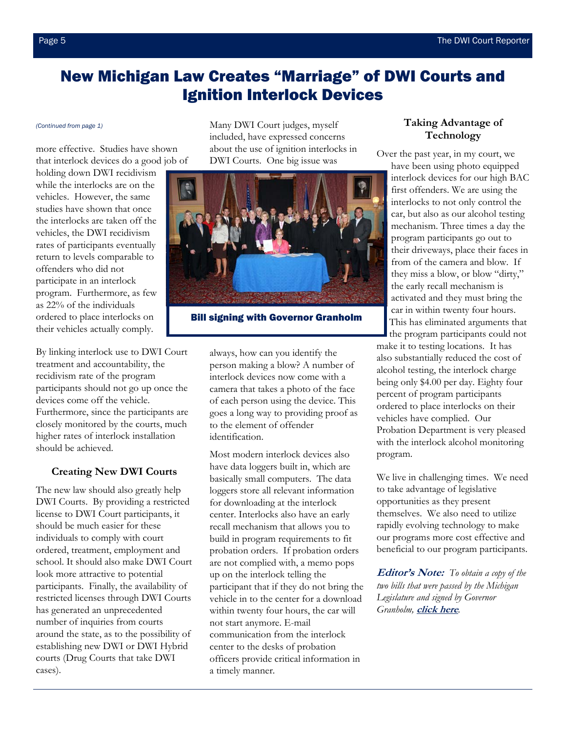# New Michigan Law Creates "Marriage" of DWI Courts and Ignition Interlock Devices

*(Continued from page 1)*

more effective. Studies have shown that interlock devices do a good job of holding down DWI recidivism while the interlocks are on the vehicles. However, the same studies have shown that once the interlocks are taken off the vehicles, the DWI recidivism rates of participants eventually return to levels comparable to offenders who did not participate in an interlock program. Furthermore, as few as 22% of the individuals ordered to place interlocks on their vehicles actually comply.

By linking interlock use to DWI Court treatment and accountability, the recidivism rate of the program participants should not go up once the devices come off the vehicle. Furthermore, since the participants are closely monitored by the courts, much higher rates of interlock installation should be achieved.

### Creating New DWI Courts

The new law should also greatly help DWI Courts. By providing a restricted license to DWI Court participants, it should be much easier for these individuals to comply with court ordered, treatment, employment and school. It should also make DWI Court look more attractive to potential participants. Finally, the availability of restricted licenses through DWI Courts has generated an unprecedented number of inquiries from courts around the state, as to the possibility of establishing new DWI or DWI Hybrid courts (Drug Courts that take DWI cases).

Many DWI Court judges, myself included, have expressed concerns about the use of ignition interlocks in DWI Courts. One big issue was always, how can you identify the person making a blow? A number of interlock devices now come with a camera that takes a photo of the face of each person using the device. This goes a long way to providing proof as to the element of offender identification.

**Bill signing with Governor Granholm**

Most modern interlock devices also have data loggers built in, which are basically small computers. The data loggers store all relevant information for downloading at the interlock center. Interlocks also have an early recall mechanism that allows you to build in program requirements to fit probation orders. If probation orders are not complied with, a memo pops up on the interlock telling the participant that if they do not bring the vehicle in to the center for a download within twenty four hours, the car will not start anymore. E-mail communication from the interlock center to the desks of probation officers provide critical information in a timely manner.

### Taking Advantage of Technology

Over the past year, in my court, we have been using photo equipped interlock devices for our high BAC first offenders. We are using the interlocks to not only control the car, but also as our alcohol testing mechanism. Three times a day the program participants go out to their driveways, place their faces in from of the camera and blow. If they miss a blow, or blow "dirty," the early recall mechanism is activated and they must bring the car in within twenty four hours. This has eliminated arguments that the program participants could not make it to testing locations. It has also substantially reduced the cost of alcohol testing, the interlock charge being only $4.00 per day. Eighty four percent of program participants ordered to place interlocks on their vehicles have complied. Our Probation Department is very pleased with the interlock alcohol monitoring program.

We live in challenging times. We need to take advantage of legislative opportunities as they present themselves. We also need to utilize rapidly evolving technology to make our programs more cost effective and beneficial to our program participants.

***Editor's Note:*** *To obtain a copy of the two bills that were passed by the Michigan Legislature and signed by Governor Granholm,* ***click here****.*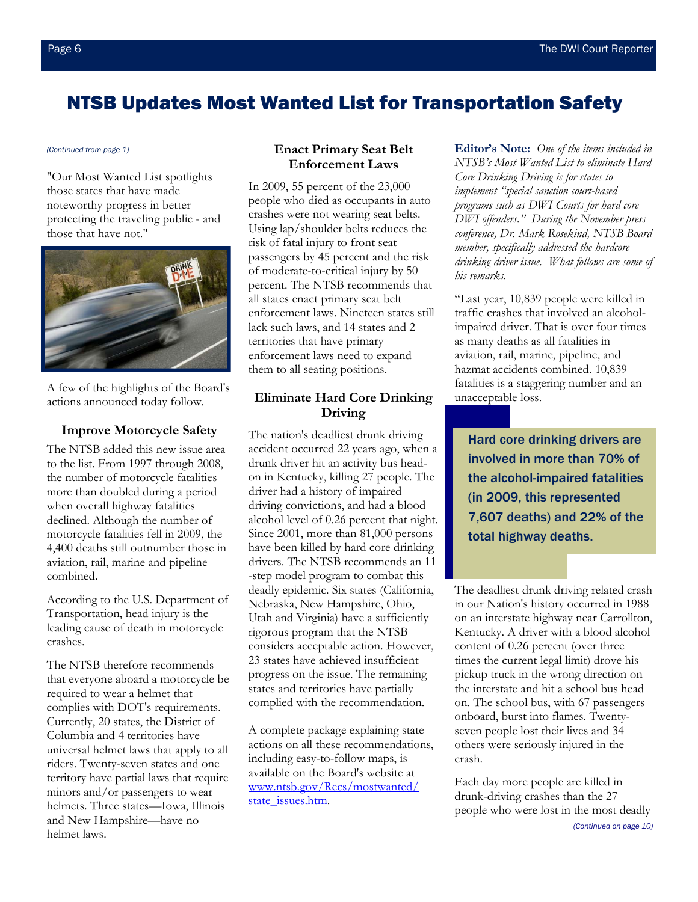# NTSB Updates Most Wanted List for Transportation Safety

*(Continued from page 1)*

"Our Most Wanted List spotlights those states that have made noteworthy progress in better protecting the traveling public - and those that have not."

A few of the highlights of the Board's actions announced today follow.

### Improve Motorcycle Safety

The NTSB added this new issue area to the list. From 1997 through 2008, the number of motorcycle fatalities more than doubled during a period when overall highway fatalities declined. Although the number of motorcycle fatalities fell in 2009, the 4,400 deaths still outnumber those in aviation, rail, marine and pipeline combined.

According to the U.S. Department of Transportation, head injury is the leading cause of death in motorcycle crashes.

The NTSB therefore recommends that everyone aboard a motorcycle be required to wear a helmet that complies with DOT's requirements. Currently, 20 states, the District of Columbia and 4 territories have universal helmet laws that apply to all riders. Twenty-seven states and one territory have partial laws that require minors and/or passengers to wear helmets. Three states—Iowa, Illinois and New Hampshire—have no helmet laws.

### Enact Primary Seat Belt Enforcement Laws

In 2009, 55 percent of the 23,000 people who died as occupants in auto crashes were not wearing seat belts. Using lap/shoulder belts reduces the risk of fatal injury to front seat passengers by 45 percent and the risk of moderate-to-critical injury by 50 percent. The NTSB recommends that all states enact primary seat belt enforcement laws. Nineteen states still lack such laws, and 14 states and 2 territories that have primary enforcement laws need to expand them to all seating positions.

### Eliminate Hard Core Drinking Driving

The nation's deadliest drunk driving accident occurred 22 years ago, when a drunk driver hit an activity bus head-on in Kentucky, killing 27 people. The driver had a history of impaired driving convictions, and had a blood alcohol level of 0.26 percent that night. Since 2001, more than 81,000 persons have been killed by hard core drinking drivers. The NTSB recommends an 11-step model program to combat this deadly epidemic. Six states (California, Nebraska, New Hampshire, Ohio, Utah and Virginia) have a sufficiently rigorous program that the NTSB considers acceptable action. However, 23 states have achieved insufficient progress on the issue. The remaining states and territories have partially complied with the recommendation.

A complete package explaining state actions on all these recommendations, including easy-to-follow maps, is available on the Board's website at www.ntsb.gov/Recs/mostwanted/state_issues.htm.

**Editor's Note:** *One of the items included in NTSB's Most Wanted List to eliminate Hard Core Drinking Driving is for states to implement "special sanction court-based programs such as DWI Courts for hard core DWI offenders." During the November press conference, Dr. Mark Rosekind, NTSB Board member, specifically addressed the hardcore drinking driver issue. What follows are some of his remarks.*

"Last year, 10,839 people were killed in traffic crashes that involved an alcohol-impaired driver. That is over four times as many deaths as all fatalities in aviation, rail, marine, pipeline, and hazmat accidents combined. 10,839 fatalities is a staggering number and an unacceptable loss.

**Hard core drinking drivers are involved in more than 70% of the alcohol-impaired fatalities (in 2009, this represented 7,607 deaths) and 22% of the total highway deaths.**

The deadliest drunk driving related crash in our Nation's history occurred in 1988 on an interstate highway near Carrollton, Kentucky. A driver with a blood alcohol content of 0.26 percent (over three times the current legal limit) drove his pickup truck in the wrong direction on the interstate and hit a school bus head on. The school bus, with 67 passengers onboard, burst into flames. Twenty-seven people lost their lives and 34 others were seriously injured in the crash.

Each day more people are killed in drunk-driving crashes than the 27 people who were lost in the most deadly

*(Continued on page 10)*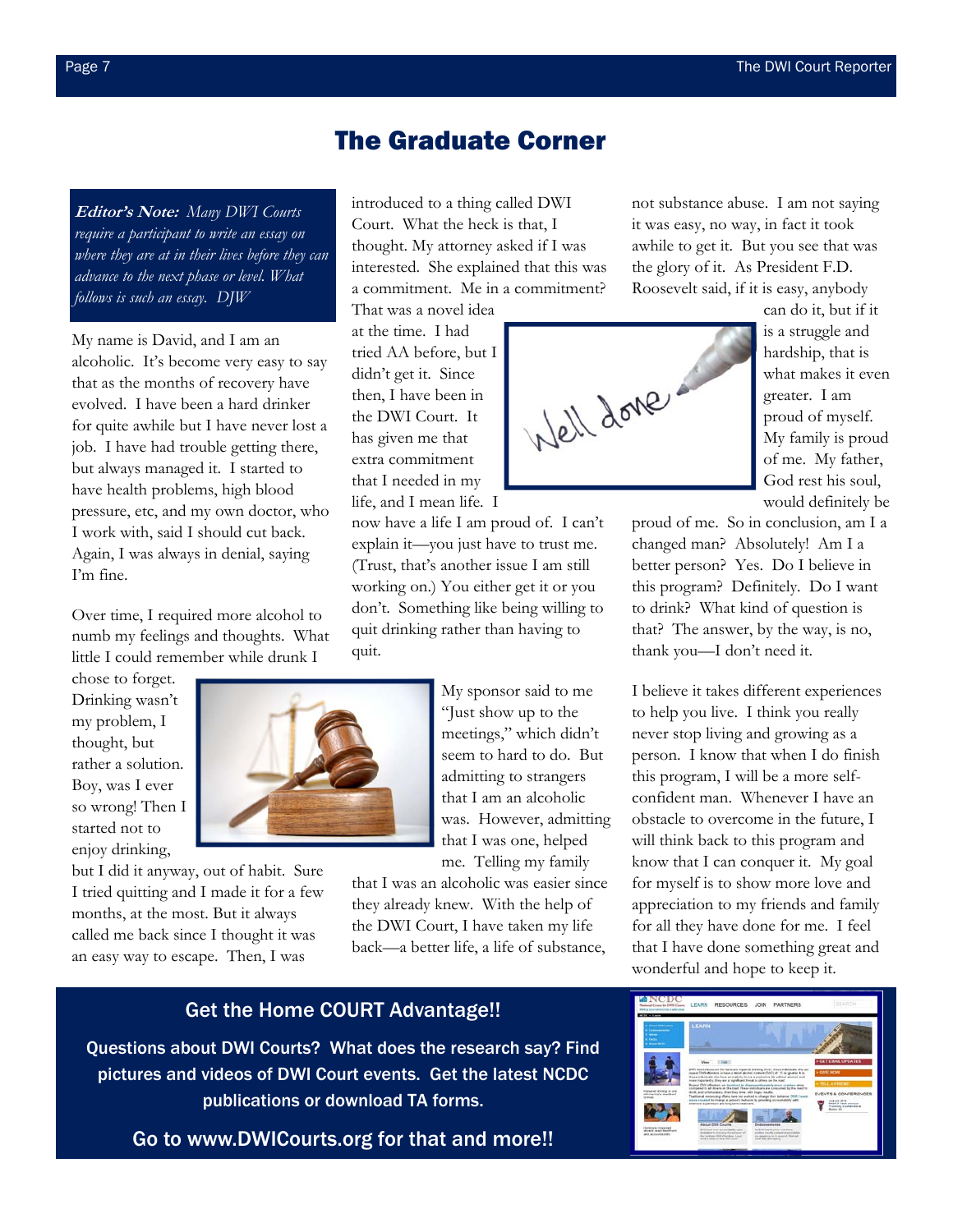# The Graduate Corner

***Editor's Note:*** *Many DWI Courts require a participant to write an essay on where they are at in their lives before they can advance to the next phase or level. What follows is such an essay. DJW*

My name is David, and I am an alcoholic. It's become very easy to say that as the months of recovery have evolved. I have been a hard drinker for quite awhile but I have never lost a job. I have had trouble getting there, but always managed it. I started to have health problems, high blood pressure, etc, and my own doctor, who I work with, said I should cut back. Again, I was always in denial, saying I'm fine.

Over time, I required more alcohol to numb my feelings and thoughts. What little I could remember while drunk I chose to forget. Drinking wasn't my problem, I thought, but rather a solution. Boy, was I ever so wrong! Then I started not to enjoy drinking, but I did it anyway, out of habit. Sure I tried quitting and I made it for a few months, at the most. But it always called me back since I thought it was an easy way to escape. Then, I was introduced to a thing called DWI Court. What the heck is that, I thought. My attorney asked if I was interested. She explained that this was a commitment. Me in a commitment? That was a novel idea at the time. I had tried AA before, but I didn't get it. Since then, I have been in the DWI Court. It has given me that extra commitment that I needed in my life, and I mean life. I now have a life I am proud of. I can't explain it—you just have to trust me. (Trust, that's another issue I am still working on.) You either get it or you don't. Something like being willing to quit drinking rather than having to quit.

My sponsor said to me "Just show up to the meetings," which didn't seem to hard to do. But admitting to strangers that I am an alcoholic was. However, admitting that I was one, helped me. Telling my family that I was an alcoholic was easier since they already knew. With the help of the DWI Court, I have taken my life back—a better life, a life of substance, not substance abuse. I am not saying it was easy, no way, in fact it took awhile to get it. But you see that was the glory of it. As President F.D. Roosevelt said, if it is easy, anybody can do it, but if it is a struggle and hardship, that is what makes it even greater. I am proud of myself. My family is proud of me. My father, God rest his soul, would definitely be proud of me. So in conclusion, am I a changed man? Absolutely! Am I a better person? Yes. Do I believe in this program? Definitely. Do I want to drink? What kind of question is that? The answer, by the way, is no, thank you—I don't need it.

I believe it takes different experiences to help you live. I think you really never stop living and growing as a person. I know that when I do finish this program, I will be a more self-confident man. Whenever I have an obstacle to overcome in the future, I will think back to this program and know that I can conquer it. My goal for myself is to show more love and appreciation to my friends and family for all they have done for me. I feel that I have done something great and wonderful and hope to keep it.

## Get the Home COURT Advantage!!

**Questions about DWI Courts? What does the research say? Find pictures and videos of DWI Court events. Get the latest NCDC publications or download TA forms.**

**Go to www.DWICourts.org for that and more!!**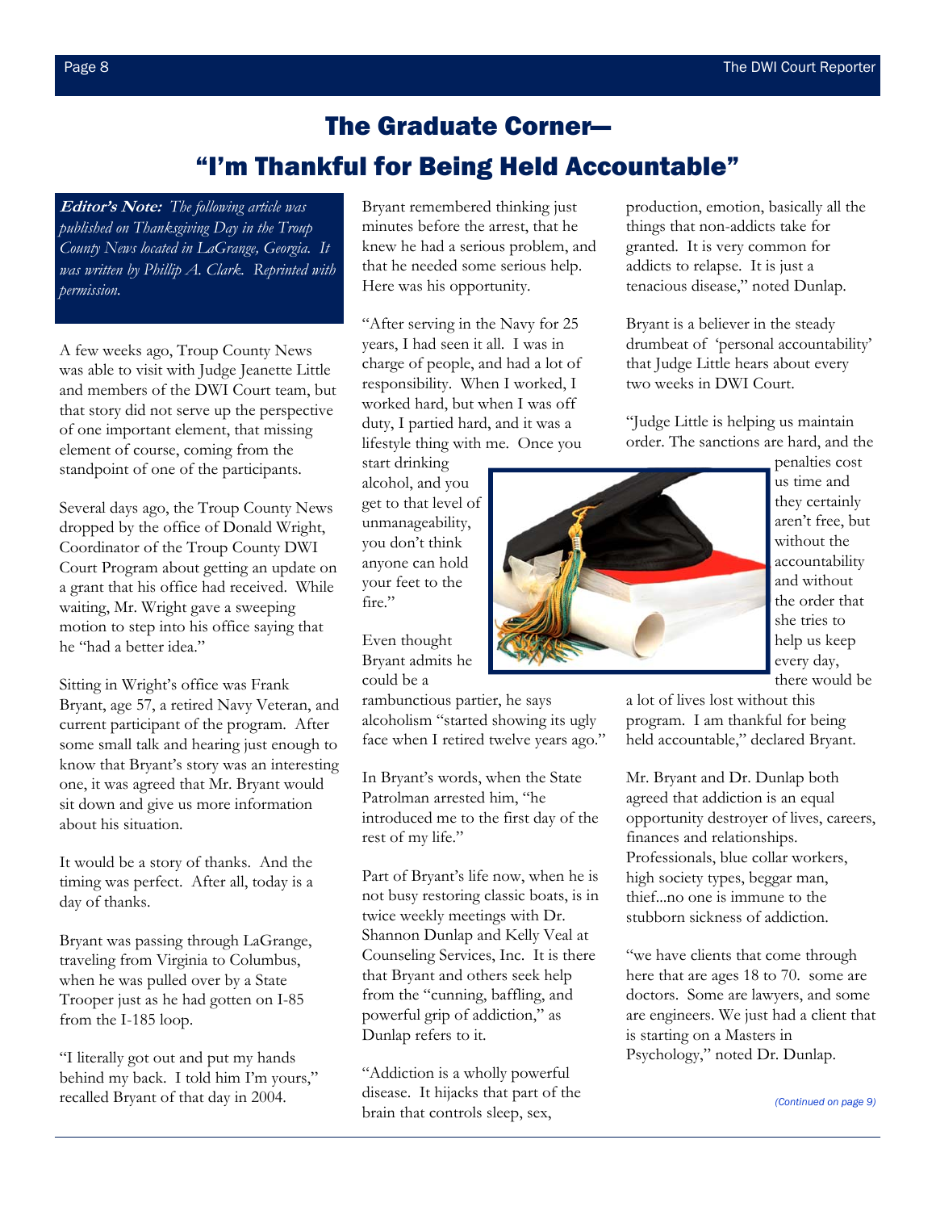# The Graduate Corner—
# "I'm Thankful for Being Held Accountable"

***Editor's Note:*** *The following article was published on Thanksgiving Day in the Troup County News located in LaGrange, Georgia. It was written by Phillip A. Clark. Reprinted with permission.*

A few weeks ago, Troup County News was able to visit with Judge Jeanette Little and members of the DWI Court team, but that story did not serve up the perspective of one important element, that missing element of course, coming from the standpoint of one of the participants.

Several days ago, the Troup County News dropped by the office of Donald Wright, Coordinator of the Troup County DWI Court Program about getting an update on a grant that his office had received. While waiting, Mr. Wright gave a sweeping motion to step into his office saying that he "had a better idea."

Sitting in Wright's office was Frank Bryant, age 57, a retired Navy Veteran, and current participant of the program. After some small talk and hearing just enough to know that Bryant's story was an interesting one, it was agreed that Mr. Bryant would sit down and give us more information about his situation.

It would be a story of thanks. And the timing was perfect. After all, today is a day of thanks.

Bryant was passing through LaGrange, traveling from Virginia to Columbus, when he was pulled over by a State Trooper just as he had gotten on I-85 from the I-185 loop.

"I literally got out and put my hands behind my back. I told him I'm yours," recalled Bryant of that day in 2004.

Bryant remembered thinking just minutes before the arrest, that he knew he had a serious problem, and that he needed some serious help. Here was his opportunity.

"After serving in the Navy for 25 years, I had seen it all. I was in charge of people, and had a lot of responsibility. When I worked, I worked hard, but when I was off duty, I partied hard, and it was a lifestyle thing with me. Once you start drinking alcohol, and you get to that level of unmanageability, you don't think anyone can hold your feet to the fire."

Even thought Bryant admits he could be a rambunctious partier, he says alcoholism "started showing its ugly face when I retired twelve years ago."

In Bryant's words, when the State Patrolman arrested him, "he introduced me to the first day of the rest of my life."

Part of Bryant's life now, when he is not busy restoring classic boats, is in twice weekly meetings with Dr. Shannon Dunlap and Kelly Veal at Counseling Services, Inc. It is there that Bryant and others seek help from the "cunning, baffling, and powerful grip of addiction," as Dunlap refers to it.

"Addiction is a wholly powerful disease. It hijacks that part of the brain that controls sleep, sex, production, emotion, basically all the things that non-addicts take for granted. It is very common for addicts to relapse. It is just a tenacious disease," noted Dunlap.

Bryant is a believer in the steady drumbeat of 'personal accountability' that Judge Little hears about every two weeks in DWI Court.

"Judge Little is helping us maintain order. The sanctions are hard, and the penalties cost us time and they certainly aren't free, but without the accountability and without the order that she tries to help us keep every day, there would be a lot of lives lost without this program. I am thankful for being held accountable," declared Bryant.

Mr. Bryant and Dr. Dunlap both agreed that addiction is an equal opportunity destroyer of lives, careers, finances and relationships. Professionals, blue collar workers, high society types, beggar man, thief...no one is immune to the stubborn sickness of addiction.

"we have clients that come through here that are ages 18 to 70. some are doctors. Some are lawyers, and some are engineers. We just had a client that is starting on a Masters in Psychology," noted Dr. Dunlap.

*(Continued on page 9)*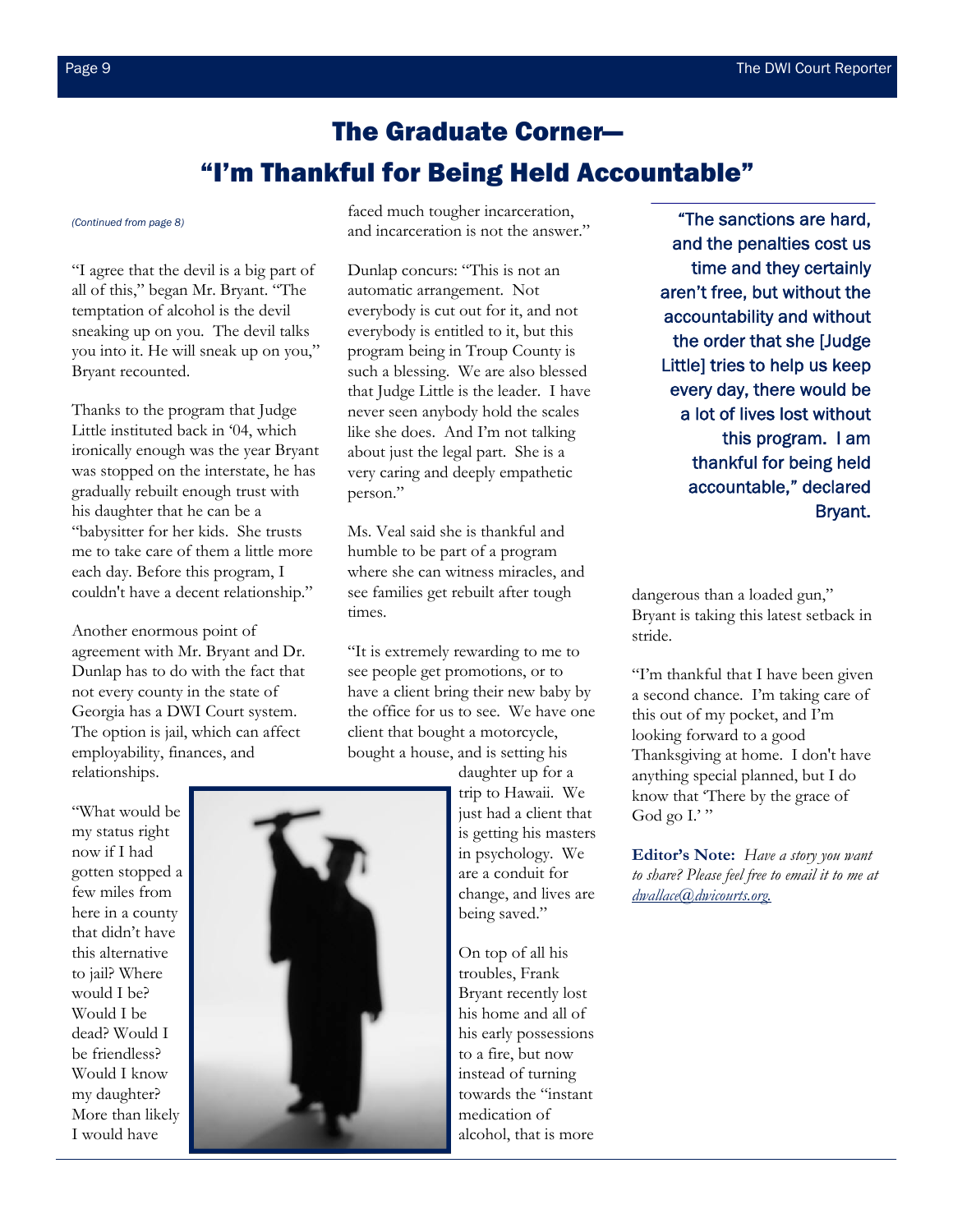# The Graduate Corner— "I'm Thankful for Being Held Accountable"

*(Continued from page 8)*

"I agree that the devil is a big part of all of this," began Mr. Bryant. "The temptation of alcohol is the devil sneaking up on you. The devil talks you into it. He will sneak up on you," Bryant recounted.

Thanks to the program that Judge Little instituted back in '04, which ironically enough was the year Bryant was stopped on the interstate, he has gradually rebuilt enough trust with his daughter that he can be a "babysitter for her kids. She trusts me to take care of them a little more each day. Before this program, I couldn't have a decent relationship."

Another enormous point of agreement with Mr. Bryant and Dr. Dunlap has to do with the fact that not every county in the state of Georgia has a DWI Court system. The option is jail, which can affect employability, finances, and relationships.

"What would be my status right now if I had gotten stopped a few miles from here in a county that didn't have this alternative to jail? Where would I be? Would I be dead? Would I be friendless? Would I know my daughter? More than likely I would have faced much tougher incarceration, and incarceration is not the answer."

Dunlap concurs: "This is not an automatic arrangement. Not everybody is cut out for it, and not everybody is entitled to it, but this program being in Troup County is such a blessing. We are also blessed that Judge Little is the leader. I have never seen anybody hold the scales like she does. And I'm not talking about just the legal part. She is a very caring and deeply empathetic person."

Ms. Veal said she is thankful and humble to be part of a program where she can witness miracles, and see families get rebuilt after tough times.

"It is extremely rewarding to me to see people get promotions, or to have a client bring their new baby by the office for us to see. We have one client that bought a motorcycle, bought a house, and is setting his daughter up for a trip to Hawaii. We just had a client that is getting his masters in psychology. We are a conduit for change, and lives are being saved."

On top of all his troubles, Frank Bryant recently lost his home and all of his early possessions to a fire, but now instead of turning towards the "instant medication of alcohol, that is more dangerous than a loaded gun," Bryant is taking this latest setback in stride.

"I'm thankful that I have been given a second chance. I'm taking care of this out of my pocket, and I'm looking forward to a good Thanksgiving at home. I don't have anything special planned, but I do know that 'There by the grace of God go I.' "

> "The sanctions are hard, and the penalties cost us time and they certainly aren't free, but without the accountability and without the order that she [Judge Little] tries to help us keep every day, there would be a lot of lives lost without this program. I am thankful for being held accountable," declared Bryant.

**Editor's Note:** *Have a story you want to share? Please feel free to email it to me at dwallace@dwicourts.org.*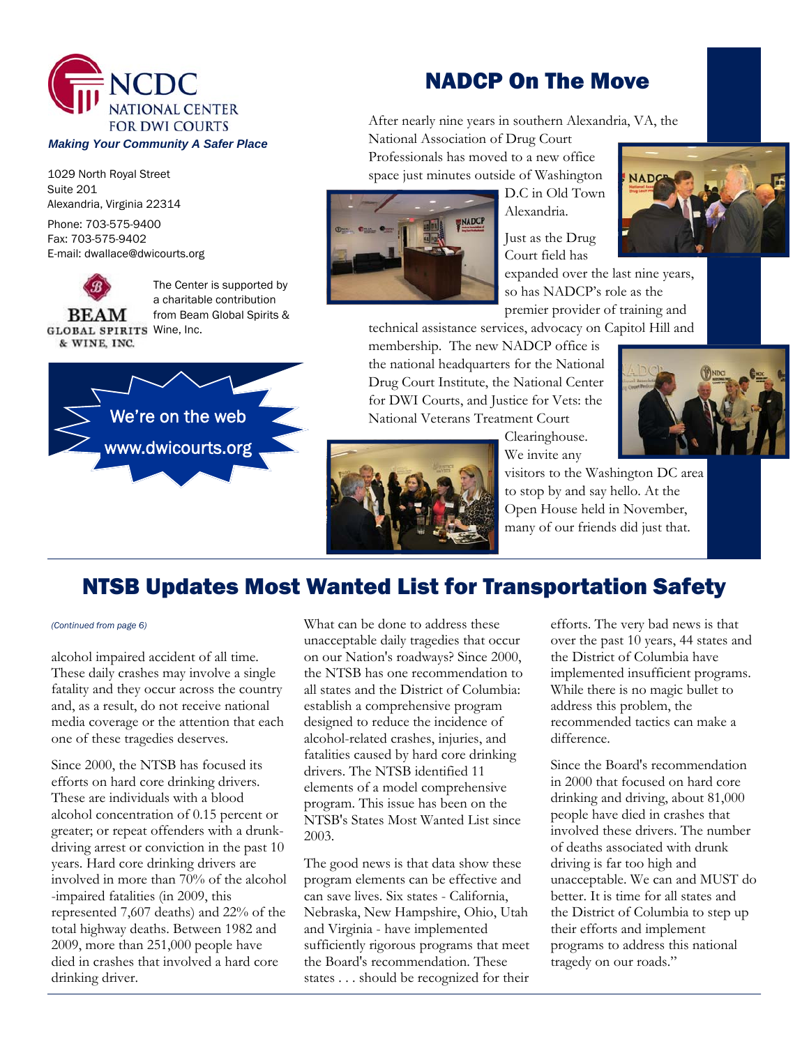NCDC
NATIONAL CENTER FOR DWI COURTS

*Making Your Community A Safer Place*

1029 North Royal Street
Suite 201
Alexandria, Virginia 22314

Phone: 703-575-9400
Fax: 703-575-9402
E-mail: dwallace@dwicourts.org

BEAM GLOBAL SPIRITS & WINE, INC.

The Center is supported by a charitable contribution from Beam Global Spirits & Wine, Inc.

We're on the web
www.dwicourts.org

# NADCP On The Move

After nearly nine years in southern Alexandria, VA, the National Association of Drug Court Professionals has moved to a new office space just minutes outside of Washington D.C in Old Town Alexandria.

Just as the Drug Court field has expanded over the last nine years, so has NADCP's role as the premier provider of training and technical assistance services, advocacy on Capitol Hill and membership. The new NADCP office is the national headquarters for the National Drug Court Institute, the National Center for DWI Courts, and Justice for Vets: the National Veterans Treatment Court Clearinghouse. We invite any visitors to the Washington DC area to stop by and say hello. At the Open House held in November, many of our friends did just that.

# NTSB Updates Most Wanted List for Transportation Safety

*(Continued from page 6)*

alcohol impaired accident of all time. These daily crashes may involve a single fatality and they occur across the country and, as a result, do not receive national media coverage or the attention that each one of these tragedies deserves.

Since 2000, the NTSB has focused its efforts on hard core drinking drivers. These are individuals with a blood alcohol concentration of 0.15 percent or greater; or repeat offenders with a drunk-driving arrest or conviction in the past 10 years. Hard core drinking drivers are involved in more than 70% of the alcohol -impaired fatalities (in 2009, this represented 7,607 deaths) and 22% of the total highway deaths. Between 1982 and 2009, more than 251,000 people have died in crashes that involved a hard core drinking driver.

What can be done to address these unacceptable daily tragedies that occur on our Nation's roadways? Since 2000, the NTSB has one recommendation to all states and the District of Columbia: establish a comprehensive program designed to reduce the incidence of alcohol-related crashes, injuries, and fatalities caused by hard core drinking drivers. The NTSB identified 11 elements of a model comprehensive program. This issue has been on the NTSB's States Most Wanted List since 2003.

The good news is that data show these program elements can be effective and can save lives. Six states - California, Nebraska, New Hampshire, Ohio, Utah and Virginia - have implemented sufficiently rigorous programs that meet the Board's recommendation. These states . . . should be recognized for their efforts. The very bad news is that over the past 10 years, 44 states and the District of Columbia have implemented insufficient programs. While there is no magic bullet to address this problem, the recommended tactics can make a difference.

Since the Board's recommendation in 2000 that focused on hard core drinking and driving, about 81,000 people have died in crashes that involved these drivers. The number of deaths associated with drunk driving is far too high and unacceptable. We can and MUST do better. It is time for all states and the District of Columbia to step up their efforts and implement programs to address this national tragedy on our roads."